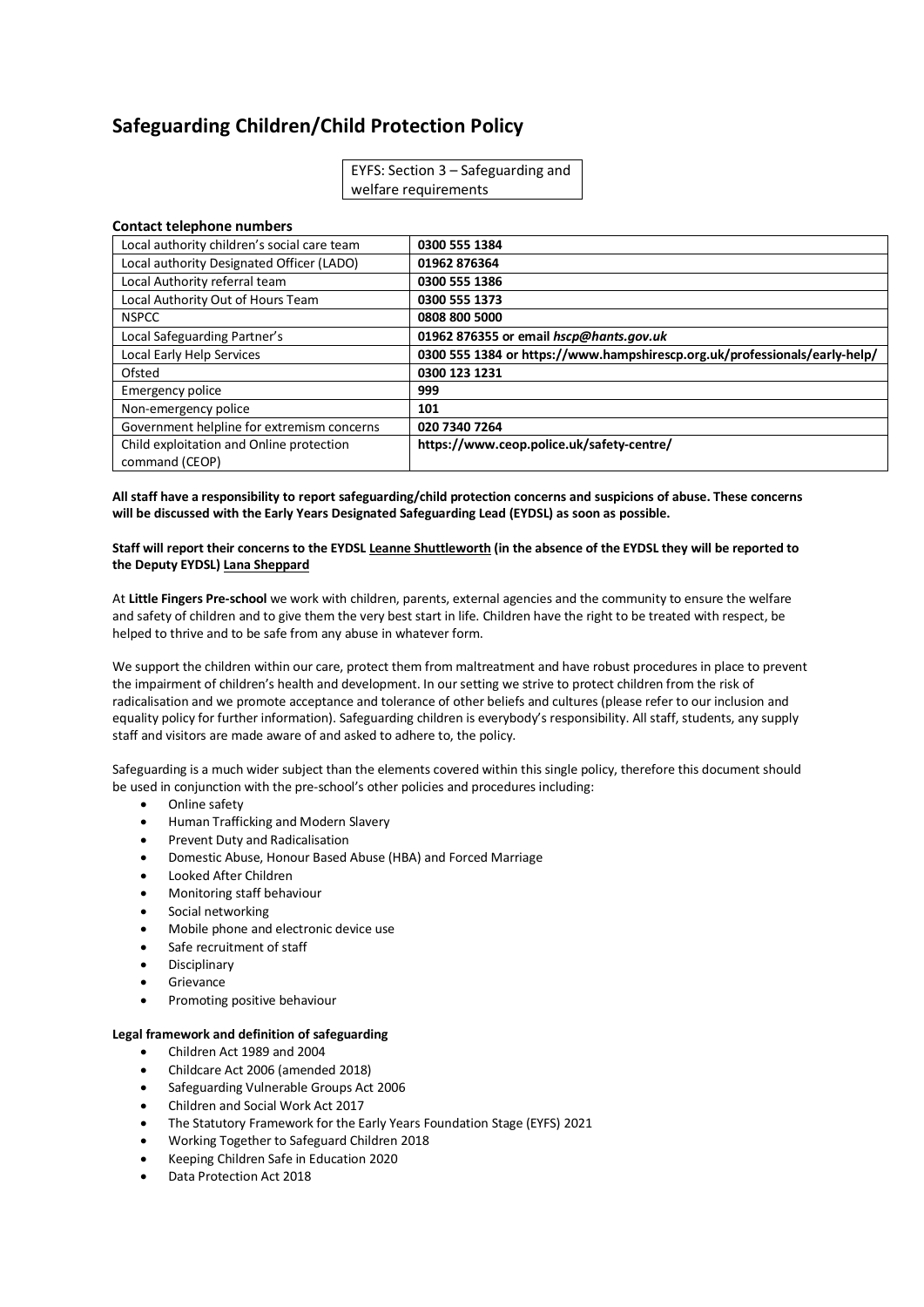# Safeguarding Children/Child Protection Policy

EYFS: Section 3 – Safeguarding and welfare requirements

**Contact telephone numbers**

| | |
|---|---|
| Local authority children's social care team | **0300 555 1384** |
| Local authority Designated Officer (LADO) | **01962 876364** |
| Local Authority referral team | **0300 555 1386** |
| Local Authority Out of Hours Team | **0300 555 1373** |
| NSPCC | **0808 800 5000** |
| Local Safeguarding Partner's | **01962 876355 or email *hscp@hants.gov.uk*** |
| Local Early Help Services | **0300 555 1384 or https://www.hampshirescp.org.uk/professionals/early-help/** |
| Ofsted | **0300 123 1231** |
| Emergency police | **999** |
| Non-emergency police | **101** |
| Government helpline for extremism concerns | **020 7340 7264** |
| Child exploitation and Online protection command (CEOP) | **https://www.ceop.police.uk/safety-centre/** |

**All staff have a responsibility to report safeguarding/child protection concerns and suspicions of abuse. These concerns will be discussed with the Early Years Designated Safeguarding Lead (EYDSL) as soon as possible.**

**Staff will report their concerns to the EYDSL Leanne Shuttleworth (in the absence of the EYDSL they will be reported to the Deputy EYDSL) Lana Sheppard**

At **Little Fingers Pre-school** we work with children, parents, external agencies and the community to ensure the welfare and safety of children and to give them the very best start in life. Children have the right to be treated with respect, be helped to thrive and to be safe from any abuse in whatever form.

We support the children within our care, protect them from maltreatment and have robust procedures in place to prevent the impairment of children's health and development. In our setting we strive to protect children from the risk of radicalisation and we promote acceptance and tolerance of other beliefs and cultures (please refer to our inclusion and equality policy for further information). Safeguarding children is everybody's responsibility. All staff, students, any supply staff and visitors are made aware of and asked to adhere to, the policy.

Safeguarding is a much wider subject than the elements covered within this single policy, therefore this document should be used in conjunction with the pre-school's other policies and procedures including:

- Online safety
- Human Trafficking and Modern Slavery
- Prevent Duty and Radicalisation
- Domestic Abuse, Honour Based Abuse (HBA) and Forced Marriage
- Looked After Children
- Monitoring staff behaviour
- Social networking
- Mobile phone and electronic device use
- Safe recruitment of staff
- Disciplinary
- Grievance
- Promoting positive behaviour

**Legal framework and definition of safeguarding**

- Children Act 1989 and 2004
- Childcare Act 2006 (amended 2018)
- Safeguarding Vulnerable Groups Act 2006
- Children and Social Work Act 2017
- The Statutory Framework for the Early Years Foundation Stage (EYFS) 2021
- Working Together to Safeguard Children 2018
- Keeping Children Safe in Education 2020
- Data Protection Act 2018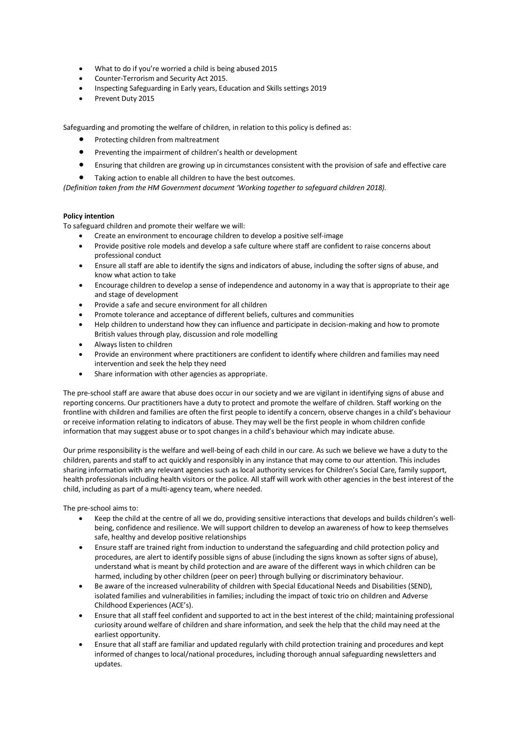- What to do if you're worried a child is being abused 2015
- Counter-Terrorism and Security Act 2015.
- Inspecting Safeguarding in Early years, Education and Skills settings 2019
- Prevent Duty 2015

Safeguarding and promoting the welfare of children, in relation to this policy is defined as:

- Protecting children from maltreatment
- Preventing the impairment of children's health or development
- Ensuring that children are growing up in circumstances consistent with the provision of safe and effective care
- Taking action to enable all children to have the best outcomes.

*(Definition taken from the HM Government document 'Working together to safeguard children 2018).*

**Policy intention**

To safeguard children and promote their welfare we will:

- Create an environment to encourage children to develop a positive self-image
- Provide positive role models and develop a safe culture where staff are confident to raise concerns about professional conduct
- Ensure all staff are able to identify the signs and indicators of abuse, including the softer signs of abuse, and know what action to take
- Encourage children to develop a sense of independence and autonomy in a way that is appropriate to their age and stage of development
- Provide a safe and secure environment for all children
- Promote tolerance and acceptance of different beliefs, cultures and communities
- Help children to understand how they can influence and participate in decision-making and how to promote British values through play, discussion and role modelling
- Always listen to children
- Provide an environment where practitioners are confident to identify where children and families may need intervention and seek the help they need
- Share information with other agencies as appropriate.

The pre-school staff are aware that abuse does occur in our society and we are vigilant in identifying signs of abuse and reporting concerns. Our practitioners have a duty to protect and promote the welfare of children. Staff working on the frontline with children and families are often the first people to identify a concern, observe changes in a child's behaviour or receive information relating to indicators of abuse. They may well be the first people in whom children confide information that may suggest abuse or to spot changes in a child's behaviour which may indicate abuse.

Our prime responsibility is the welfare and well-being of each child in our care. As such we believe we have a duty to the children, parents and staff to act quickly and responsibly in any instance that may come to our attention. This includes sharing information with any relevant agencies such as local authority services for Children's Social Care, family support, health professionals including health visitors or the police. All staff will work with other agencies in the best interest of the child, including as part of a multi-agency team, where needed.

The pre-school aims to:

- Keep the child at the centre of all we do, providing sensitive interactions that develops and builds children's well-being, confidence and resilience. We will support children to develop an awareness of how to keep themselves safe, healthy and develop positive relationships
- Ensure staff are trained right from induction to understand the safeguarding and child protection policy and procedures, are alert to identify possible signs of abuse (including the signs known as softer signs of abuse), understand what is meant by child protection and are aware of the different ways in which children can be harmed, including by other children (peer on peer) through bullying or discriminatory behaviour.
- Be aware of the increased vulnerability of children with Special Educational Needs and Disabilities (SEND), isolated families and vulnerabilities in families; including the impact of toxic trio on children and Adverse Childhood Experiences (ACE's).
- Ensure that all staff feel confident and supported to act in the best interest of the child; maintaining professional curiosity around welfare of children and share information, and seek the help that the child may need at the earliest opportunity.
- Ensure that all staff are familiar and updated regularly with child protection training and procedures and kept informed of changes to local/national procedures, including thorough annual safeguarding newsletters and updates.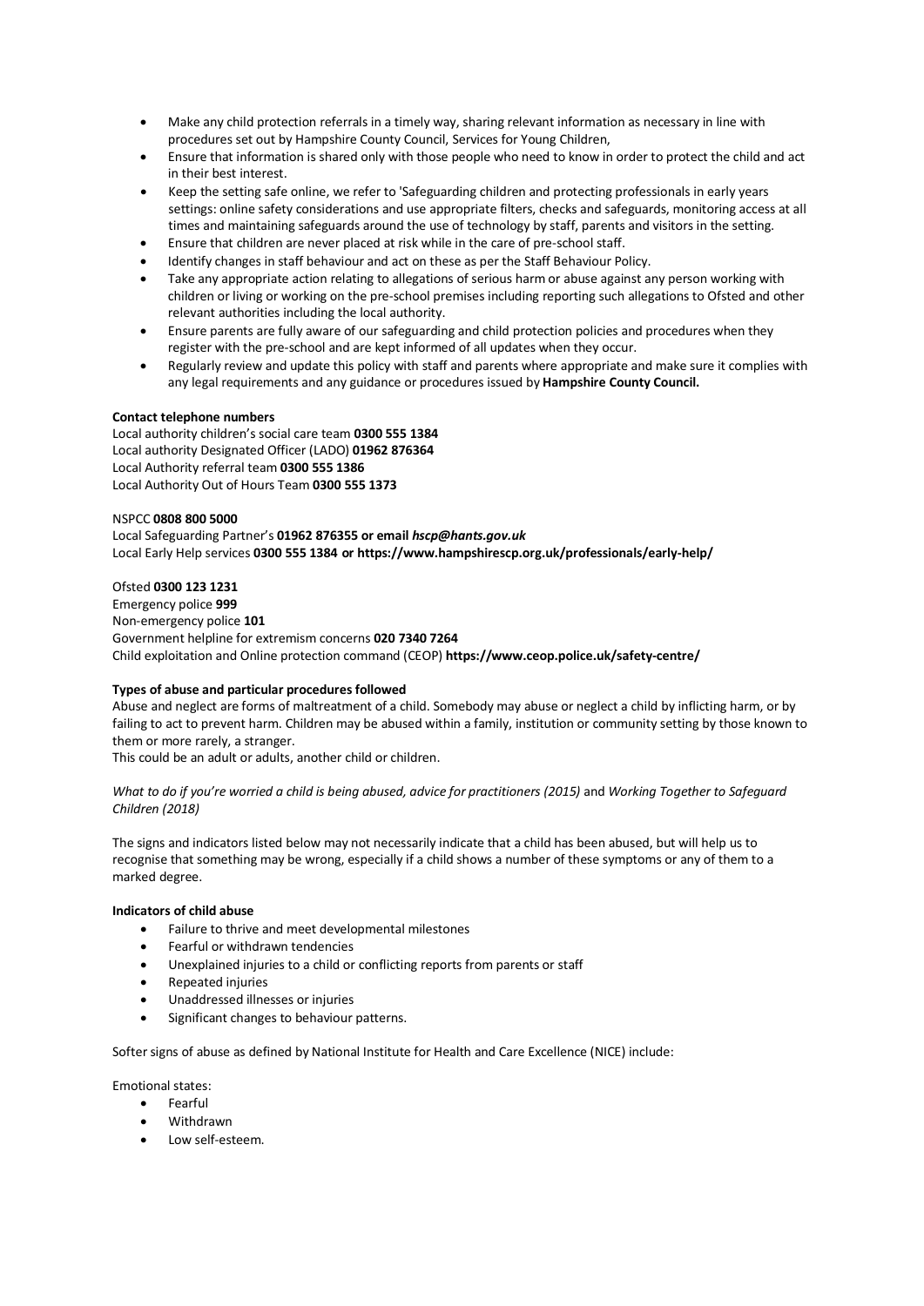- Make any child protection referrals in a timely way, sharing relevant information as necessary in line with procedures set out by Hampshire County Council, Services for Young Children,
- Ensure that information is shared only with those people who need to know in order to protect the child and act in their best interest.
- Keep the setting safe online, we refer to 'Safeguarding children and protecting professionals in early years settings: online safety considerations and use appropriate filters, checks and safeguards, monitoring access at all times and maintaining safeguards around the use of technology by staff, parents and visitors in the setting.
- Ensure that children are never placed at risk while in the care of pre-school staff.
- Identify changes in staff behaviour and act on these as per the Staff Behaviour Policy.
- Take any appropriate action relating to allegations of serious harm or abuse against any person working with children or living or working on the pre-school premises including reporting such allegations to Ofsted and other relevant authorities including the local authority.
- Ensure parents are fully aware of our safeguarding and child protection policies and procedures when they register with the pre-school and are kept informed of all updates when they occur.
- Regularly review and update this policy with staff and parents where appropriate and make sure it complies with any legal requirements and any guidance or procedures issued by **Hampshire County Council.**

**Contact telephone numbers**

Local authority children's social care team **0300 555 1384**
Local authority Designated Officer (LADO) **01962 876364**
Local Authority referral team **0300 555 1386**
Local Authority Out of Hours Team **0300 555 1373**

NSPCC **0808 800 5000**
Local Safeguarding Partner's **01962 876355 or email *hscp@hants.gov.uk***
Local Early Help services **0300 555 1384 or https://www.hampshirescp.org.uk/professionals/early-help/**

Ofsted **0300 123 1231**
Emergency police **999**
Non-emergency police **101**
Government helpline for extremism concerns **020 7340 7264**
Child exploitation and Online protection command (CEOP) **https://www.ceop.police.uk/safety-centre/**

**Types of abuse and particular procedures followed**

Abuse and neglect are forms of maltreatment of a child. Somebody may abuse or neglect a child by inflicting harm, or by failing to act to prevent harm. Children may be abused within a family, institution or community setting by those known to them or more rarely, a stranger.
This could be an adult or adults, another child or children.

*What to do if you're worried a child is being abused, advice for practitioners (2015)* and *Working Together to Safeguard Children (2018)*

The signs and indicators listed below may not necessarily indicate that a child has been abused, but will help us to recognise that something may be wrong, especially if a child shows a number of these symptoms or any of them to a marked degree.

**Indicators of child abuse**

- Failure to thrive and meet developmental milestones
- Fearful or withdrawn tendencies
- Unexplained injuries to a child or conflicting reports from parents or staff
- Repeated injuries
- Unaddressed illnesses or injuries
- Significant changes to behaviour patterns.

Softer signs of abuse as defined by National Institute for Health and Care Excellence (NICE) include:

Emotional states:

- Fearful
- Withdrawn
- Low self-esteem.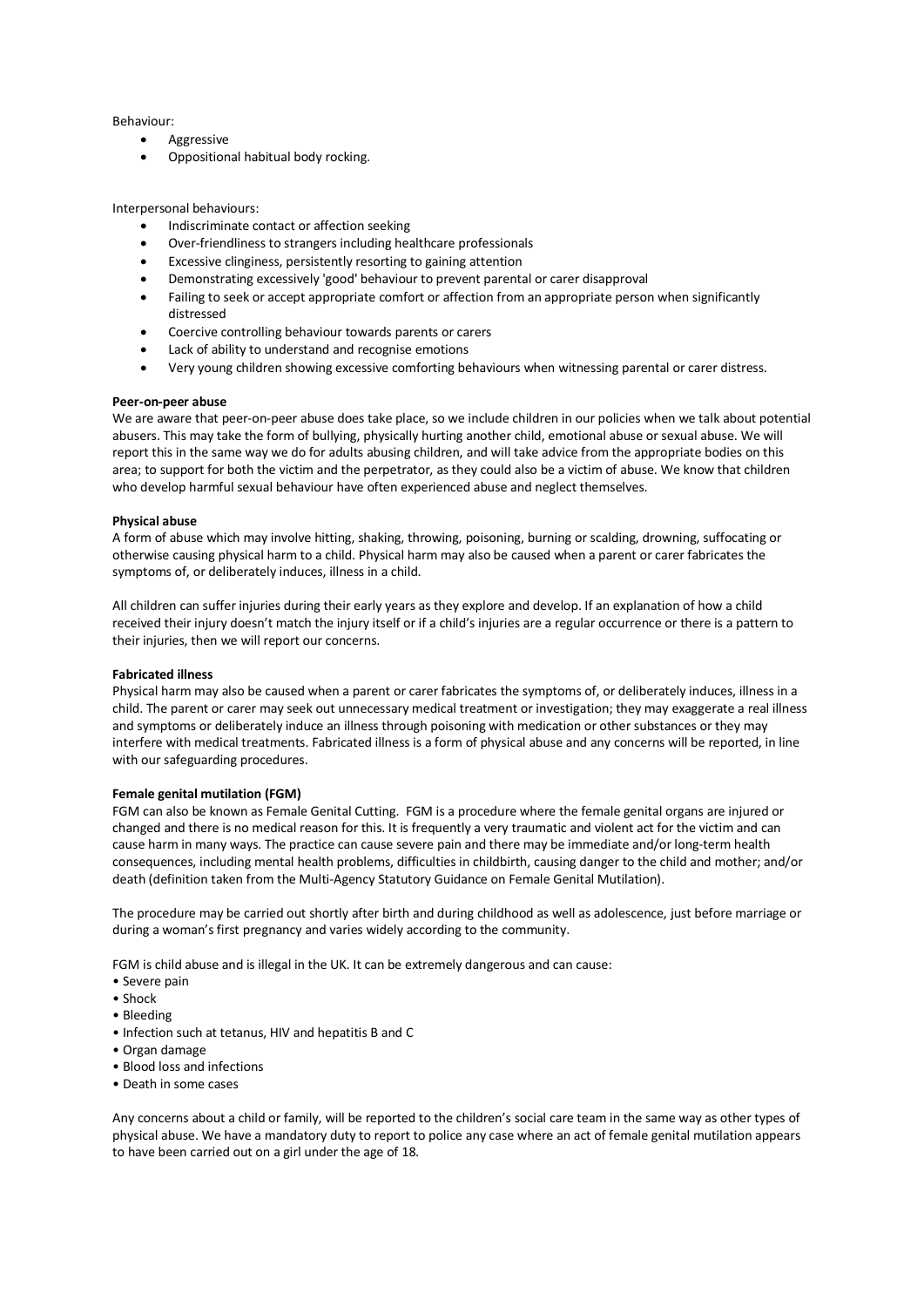Behaviour:

- Aggressive
- Oppositional habitual body rocking.

Interpersonal behaviours:

- Indiscriminate contact or affection seeking
- Over-friendliness to strangers including healthcare professionals
- Excessive clinginess, persistently resorting to gaining attention
- Demonstrating excessively 'good' behaviour to prevent parental or carer disapproval
- Failing to seek or accept appropriate comfort or affection from an appropriate person when significantly distressed
- Coercive controlling behaviour towards parents or carers
- Lack of ability to understand and recognise emotions
- Very young children showing excessive comforting behaviours when witnessing parental or carer distress.

**Peer-on-peer abuse**

We are aware that peer-on-peer abuse does take place, so we include children in our policies when we talk about potential abusers. This may take the form of bullying, physically hurting another child, emotional abuse or sexual abuse. We will report this in the same way we do for adults abusing children, and will take advice from the appropriate bodies on this area; to support for both the victim and the perpetrator, as they could also be a victim of abuse. We know that children who develop harmful sexual behaviour have often experienced abuse and neglect themselves.

**Physical abuse**

A form of abuse which may involve hitting, shaking, throwing, poisoning, burning or scalding, drowning, suffocating or otherwise causing physical harm to a child. Physical harm may also be caused when a parent or carer fabricates the symptoms of, or deliberately induces, illness in a child.

All children can suffer injuries during their early years as they explore and develop. If an explanation of how a child received their injury doesn't match the injury itself or if a child's injuries are a regular occurrence or there is a pattern to their injuries, then we will report our concerns.

**Fabricated illness**

Physical harm may also be caused when a parent or carer fabricates the symptoms of, or deliberately induces, illness in a child. The parent or carer may seek out unnecessary medical treatment or investigation; they may exaggerate a real illness and symptoms or deliberately induce an illness through poisoning with medication or other substances or they may interfere with medical treatments. Fabricated illness is a form of physical abuse and any concerns will be reported, in line with our safeguarding procedures.

**Female genital mutilation (FGM)**

FGM can also be known as Female Genital Cutting. FGM is a procedure where the female genital organs are injured or changed and there is no medical reason for this. It is frequently a very traumatic and violent act for the victim and can cause harm in many ways. The practice can cause severe pain and there may be immediate and/or long-term health consequences, including mental health problems, difficulties in childbirth, causing danger to the child and mother; and/or death (definition taken from the Multi-Agency Statutory Guidance on Female Genital Mutilation).

The procedure may be carried out shortly after birth and during childhood as well as adolescence, just before marriage or during a woman's first pregnancy and varies widely according to the community.

FGM is child abuse and is illegal in the UK. It can be extremely dangerous and can cause:

- Severe pain
- Shock
- Bleeding
- Infection such at tetanus, HIV and hepatitis B and C
- Organ damage
- Blood loss and infections
- Death in some cases

Any concerns about a child or family, will be reported to the children's social care team in the same way as other types of physical abuse. We have a mandatory duty to report to police any case where an act of female genital mutilation appears to have been carried out on a girl under the age of 18.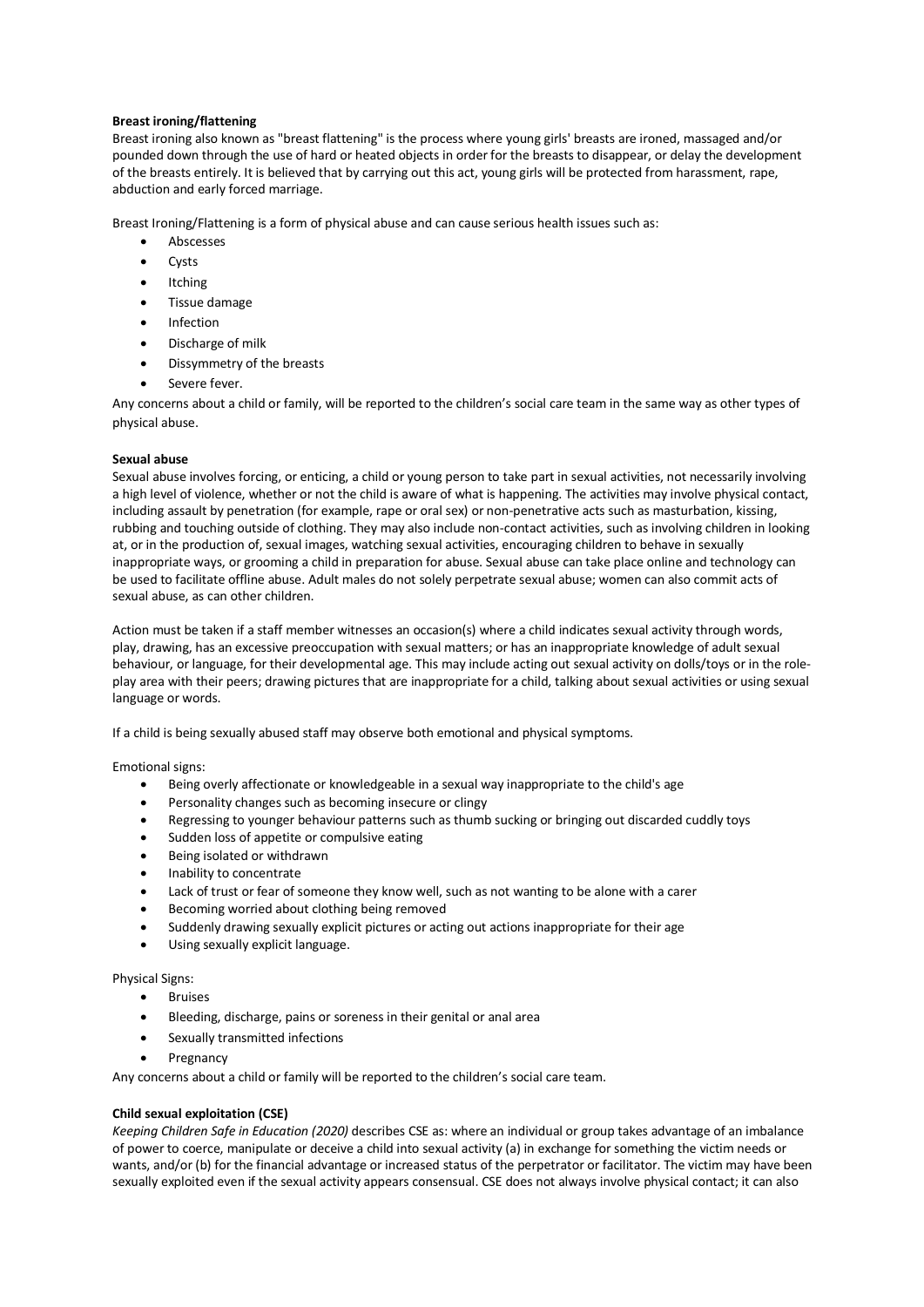**Breast ironing/flattening**

Breast ironing also known as "breast flattening" is the process where young girls' breasts are ironed, massaged and/or pounded down through the use of hard or heated objects in order for the breasts to disappear, or delay the development of the breasts entirely. It is believed that by carrying out this act, young girls will be protected from harassment, rape, abduction and early forced marriage.

Breast Ironing/Flattening is a form of physical abuse and can cause serious health issues such as:

- Abscesses
- Cysts
- Itching
- Tissue damage
- Infection
- Discharge of milk
- Dissymmetry of the breasts
- Severe fever.

Any concerns about a child or family, will be reported to the children's social care team in the same way as other types of physical abuse.

**Sexual abuse**

Sexual abuse involves forcing, or enticing, a child or young person to take part in sexual activities, not necessarily involving a high level of violence, whether or not the child is aware of what is happening. The activities may involve physical contact, including assault by penetration (for example, rape or oral sex) or non-penetrative acts such as masturbation, kissing, rubbing and touching outside of clothing. They may also include non-contact activities, such as involving children in looking at, or in the production of, sexual images, watching sexual activities, encouraging children to behave in sexually inappropriate ways, or grooming a child in preparation for abuse. Sexual abuse can take place online and technology can be used to facilitate offline abuse. Adult males do not solely perpetrate sexual abuse; women can also commit acts of sexual abuse, as can other children.

Action must be taken if a staff member witnesses an occasion(s) where a child indicates sexual activity through words, play, drawing, has an excessive preoccupation with sexual matters; or has an inappropriate knowledge of adult sexual behaviour, or language, for their developmental age. This may include acting out sexual activity on dolls/toys or in the role-play area with their peers; drawing pictures that are inappropriate for a child, talking about sexual activities or using sexual language or words.

If a child is being sexually abused staff may observe both emotional and physical symptoms.

Emotional signs:

- Being overly affectionate or knowledgeable in a sexual way inappropriate to the child's age
- Personality changes such as becoming insecure or clingy
- Regressing to younger behaviour patterns such as thumb sucking or bringing out discarded cuddly toys
- Sudden loss of appetite or compulsive eating
- Being isolated or withdrawn
- Inability to concentrate
- Lack of trust or fear of someone they know well, such as not wanting to be alone with a carer
- Becoming worried about clothing being removed
- Suddenly drawing sexually explicit pictures or acting out actions inappropriate for their age
- Using sexually explicit language.

Physical Signs:

- Bruises
- Bleeding, discharge, pains or soreness in their genital or anal area
- Sexually transmitted infections
- Pregnancy

Any concerns about a child or family will be reported to the children's social care team.

**Child sexual exploitation (CSE)**

*Keeping Children Safe in Education (2020)* describes CSE as: where an individual or group takes advantage of an imbalance of power to coerce, manipulate or deceive a child into sexual activity (a) in exchange for something the victim needs or wants, and/or (b) for the financial advantage or increased status of the perpetrator or facilitator. The victim may have been sexually exploited even if the sexual activity appears consensual. CSE does not always involve physical contact; it can also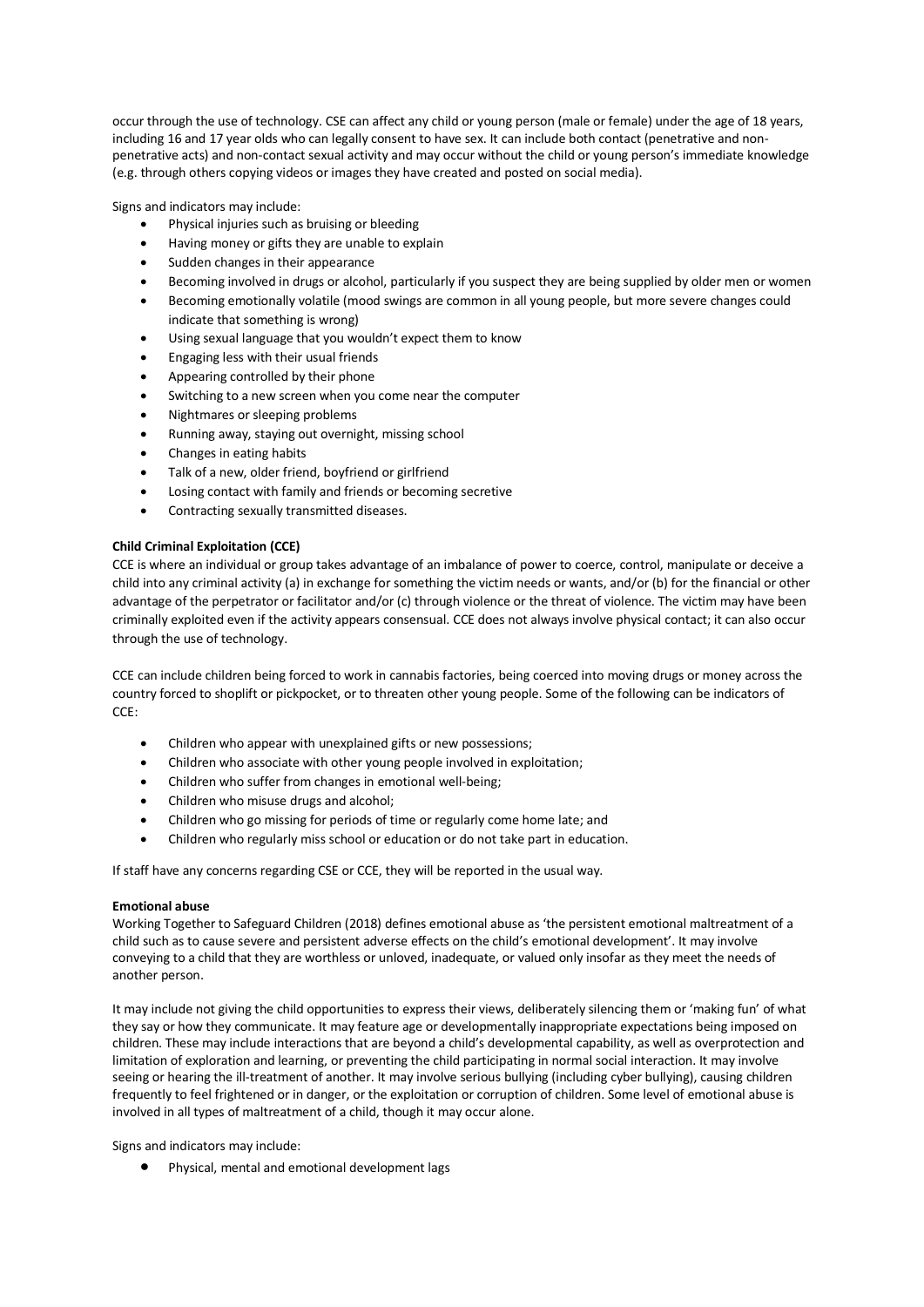occur through the use of technology. CSE can affect any child or young person (male or female) under the age of 18 years, including 16 and 17 year olds who can legally consent to have sex. It can include both contact (penetrative and non-penetrative acts) and non-contact sexual activity and may occur without the child or young person's immediate knowledge (e.g. through others copying videos or images they have created and posted on social media).

Signs and indicators may include:

- Physical injuries such as bruising or bleeding
- Having money or gifts they are unable to explain
- Sudden changes in their appearance
- Becoming involved in drugs or alcohol, particularly if you suspect they are being supplied by older men or women
- Becoming emotionally volatile (mood swings are common in all young people, but more severe changes could indicate that something is wrong)
- Using sexual language that you wouldn't expect them to know
- Engaging less with their usual friends
- Appearing controlled by their phone
- Switching to a new screen when you come near the computer
- Nightmares or sleeping problems
- Running away, staying out overnight, missing school
- Changes in eating habits
- Talk of a new, older friend, boyfriend or girlfriend
- Losing contact with family and friends or becoming secretive
- Contracting sexually transmitted diseases.

**Child Criminal Exploitation (CCE)**

CCE is where an individual or group takes advantage of an imbalance of power to coerce, control, manipulate or deceive a child into any criminal activity (a) in exchange for something the victim needs or wants, and/or (b) for the financial or other advantage of the perpetrator or facilitator and/or (c) through violence or the threat of violence. The victim may have been criminally exploited even if the activity appears consensual. CCE does not always involve physical contact; it can also occur through the use of technology.

CCE can include children being forced to work in cannabis factories, being coerced into moving drugs or money across the country forced to shoplift or pickpocket, or to threaten other young people. Some of the following can be indicators of CCE:

- Children who appear with unexplained gifts or new possessions;
- Children who associate with other young people involved in exploitation;
- Children who suffer from changes in emotional well-being;
- Children who misuse drugs and alcohol;
- Children who go missing for periods of time or regularly come home late; and
- Children who regularly miss school or education or do not take part in education.

If staff have any concerns regarding CSE or CCE, they will be reported in the usual way.

**Emotional abuse**

Working Together to Safeguard Children (2018) defines emotional abuse as 'the persistent emotional maltreatment of a child such as to cause severe and persistent adverse effects on the child's emotional development'. It may involve conveying to a child that they are worthless or unloved, inadequate, or valued only insofar as they meet the needs of another person.

It may include not giving the child opportunities to express their views, deliberately silencing them or 'making fun' of what they say or how they communicate. It may feature age or developmentally inappropriate expectations being imposed on children. These may include interactions that are beyond a child's developmental capability, as well as overprotection and limitation of exploration and learning, or preventing the child participating in normal social interaction. It may involve seeing or hearing the ill-treatment of another. It may involve serious bullying (including cyber bullying), causing children frequently to feel frightened or in danger, or the exploitation or corruption of children. Some level of emotional abuse is involved in all types of maltreatment of a child, though it may occur alone.

Signs and indicators may include:

- Physical, mental and emotional development lags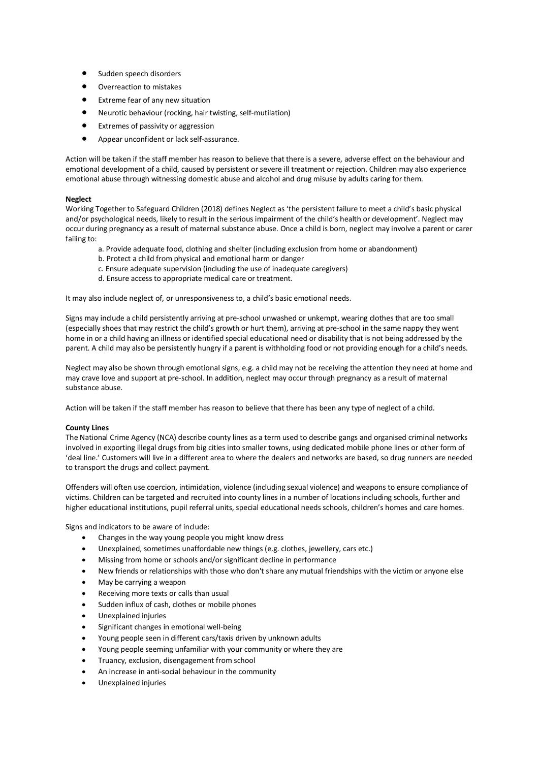- Sudden speech disorders
- Overreaction to mistakes
- Extreme fear of any new situation
- Neurotic behaviour (rocking, hair twisting, self-mutilation)
- Extremes of passivity or aggression
- Appear unconfident or lack self-assurance.

Action will be taken if the staff member has reason to believe that there is a severe, adverse effect on the behaviour and emotional development of a child, caused by persistent or severe ill treatment or rejection. Children may also experience emotional abuse through witnessing domestic abuse and alcohol and drug misuse by adults caring for them.

**Neglect**
Working Together to Safeguard Children (2018) defines Neglect as 'the persistent failure to meet a child's basic physical and/or psychological needs, likely to result in the serious impairment of the child's health or development'. Neglect may occur during pregnancy as a result of maternal substance abuse. Once a child is born, neglect may involve a parent or carer failing to:

a. Provide adequate food, clothing and shelter (including exclusion from home or abandonment)
b. Protect a child from physical and emotional harm or danger
c. Ensure adequate supervision (including the use of inadequate caregivers)
d. Ensure access to appropriate medical care or treatment.

It may also include neglect of, or unresponsiveness to, a child's basic emotional needs.

Signs may include a child persistently arriving at pre-school unwashed or unkempt, wearing clothes that are too small (especially shoes that may restrict the child's growth or hurt them), arriving at pre-school in the same nappy they went home in or a child having an illness or identified special educational need or disability that is not being addressed by the parent. A child may also be persistently hungry if a parent is withholding food or not providing enough for a child's needs.

Neglect may also be shown through emotional signs, e.g. a child may not be receiving the attention they need at home and may crave love and support at pre-school. In addition, neglect may occur through pregnancy as a result of maternal substance abuse.

Action will be taken if the staff member has reason to believe that there has been any type of neglect of a child.

**County Lines**
The National Crime Agency (NCA) describe county lines as a term used to describe gangs and organised criminal networks involved in exporting illegal drugs from big cities into smaller towns, using dedicated mobile phone lines or other form of 'deal line.' Customers will live in a different area to where the dealers and networks are based, so drug runners are needed to transport the drugs and collect payment.

Offenders will often use coercion, intimidation, violence (including sexual violence) and weapons to ensure compliance of victims. Children can be targeted and recruited into county lines in a number of locations including schools, further and higher educational institutions, pupil referral units, special educational needs schools, children's homes and care homes.

Signs and indicators to be aware of include:

- Changes in the way young people you might know dress
- Unexplained, sometimes unaffordable new things (e.g. clothes, jewellery, cars etc.)
- Missing from home or schools and/or significant decline in performance
- New friends or relationships with those who don't share any mutual friendships with the victim or anyone else
- May be carrying a weapon
- Receiving more texts or calls than usual
- Sudden influx of cash, clothes or mobile phones
- Unexplained injuries
- Significant changes in emotional well-being
- Young people seen in different cars/taxis driven by unknown adults
- Young people seeming unfamiliar with your community or where they are
- Truancy, exclusion, disengagement from school
- An increase in anti-social behaviour in the community
- Unexplained injuries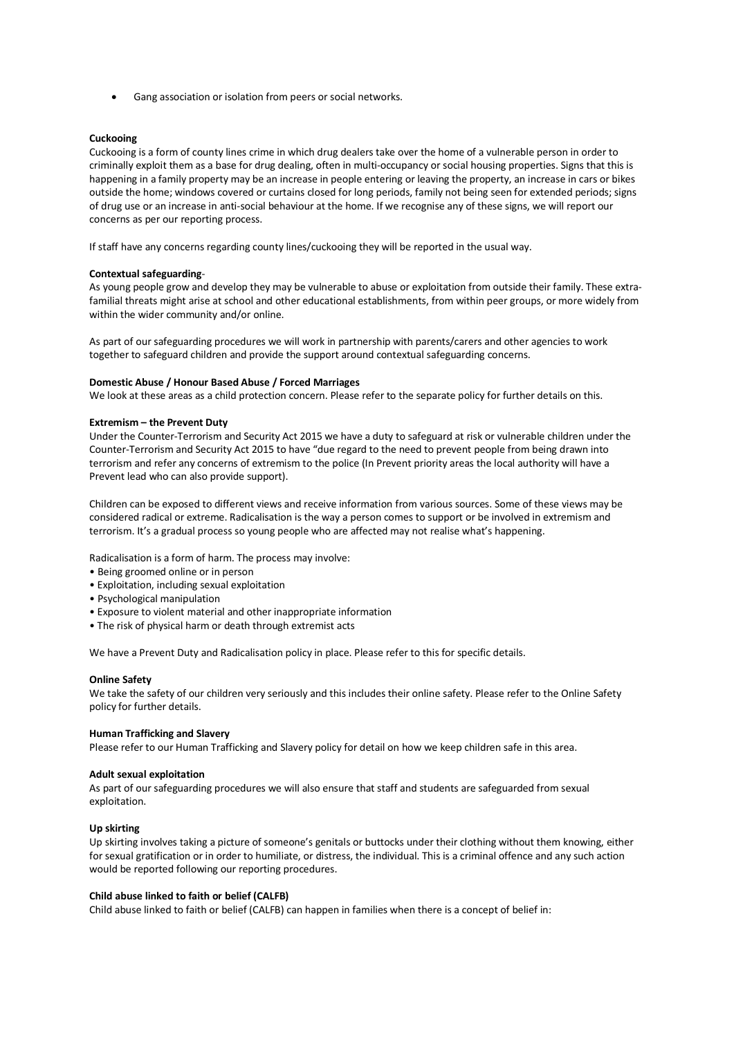- Gang association or isolation from peers or social networks.

**Cuckooing**

Cuckooing is a form of county lines crime in which drug dealers take over the home of a vulnerable person in order to criminally exploit them as a base for drug dealing, often in multi-occupancy or social housing properties. Signs that this is happening in a family property may be an increase in people entering or leaving the property, an increase in cars or bikes outside the home; windows covered or curtains closed for long periods, family not being seen for extended periods; signs of drug use or an increase in anti-social behaviour at the home. If we recognise any of these signs, we will report our concerns as per our reporting process.

If staff have any concerns regarding county lines/cuckooing they will be reported in the usual way.

**Contextual safeguarding**-

As young people grow and develop they may be vulnerable to abuse or exploitation from outside their family. These extra-familial threats might arise at school and other educational establishments, from within peer groups, or more widely from within the wider community and/or online.

As part of our safeguarding procedures we will work in partnership with parents/carers and other agencies to work together to safeguard children and provide the support around contextual safeguarding concerns.

**Domestic Abuse / Honour Based Abuse / Forced Marriages**

We look at these areas as a child protection concern. Please refer to the separate policy for further details on this.

**Extremism – the Prevent Duty**

Under the Counter-Terrorism and Security Act 2015 we have a duty to safeguard at risk or vulnerable children under the Counter-Terrorism and Security Act 2015 to have "due regard to the need to prevent people from being drawn into terrorism and refer any concerns of extremism to the police (In Prevent priority areas the local authority will have a Prevent lead who can also provide support).

Children can be exposed to different views and receive information from various sources. Some of these views may be considered radical or extreme. Radicalisation is the way a person comes to support or be involved in extremism and terrorism. It's a gradual process so young people who are affected may not realise what's happening.

Radicalisation is a form of harm. The process may involve:

- Being groomed online or in person
- Exploitation, including sexual exploitation
- Psychological manipulation
- Exposure to violent material and other inappropriate information
- The risk of physical harm or death through extremist acts

We have a Prevent Duty and Radicalisation policy in place. Please refer to this for specific details.

**Online Safety**

We take the safety of our children very seriously and this includes their online safety. Please refer to the Online Safety policy for further details.

**Human Trafficking and Slavery**

Please refer to our Human Trafficking and Slavery policy for detail on how we keep children safe in this area.

**Adult sexual exploitation**

As part of our safeguarding procedures we will also ensure that staff and students are safeguarded from sexual exploitation.

**Up skirting**

Up skirting involves taking a picture of someone's genitals or buttocks under their clothing without them knowing, either for sexual gratification or in order to humiliate, or distress, the individual. This is a criminal offence and any such action would be reported following our reporting procedures.

**Child abuse linked to faith or belief (CALFB)**

Child abuse linked to faith or belief (CALFB) can happen in families when there is a concept of belief in: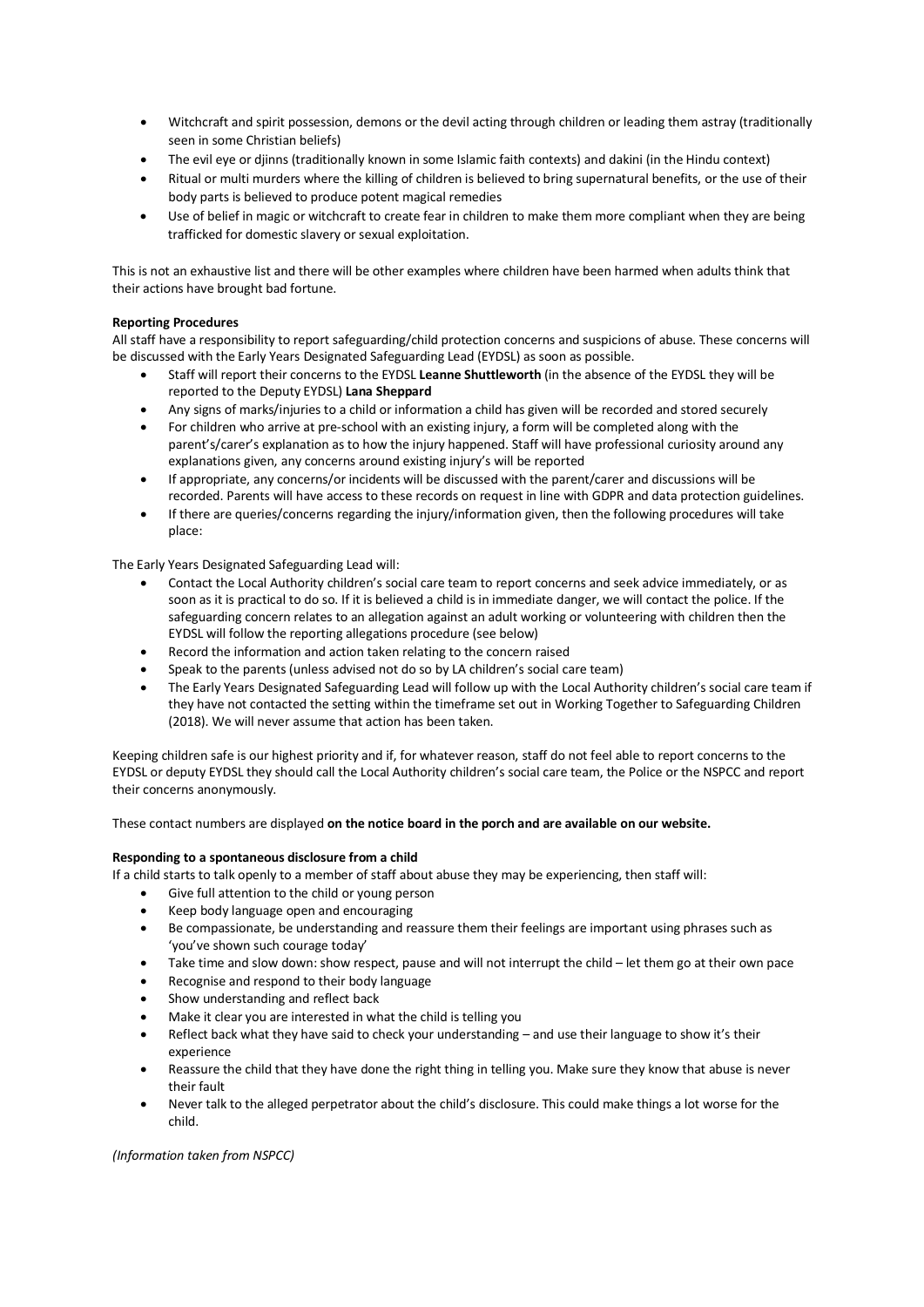- Witchcraft and spirit possession, demons or the devil acting through children or leading them astray (traditionally seen in some Christian beliefs)
- The evil eye or djinns (traditionally known in some Islamic faith contexts) and dakini (in the Hindu context)
- Ritual or multi murders where the killing of children is believed to bring supernatural benefits, or the use of their body parts is believed to produce potent magical remedies
- Use of belief in magic or witchcraft to create fear in children to make them more compliant when they are being trafficked for domestic slavery or sexual exploitation.

This is not an exhaustive list and there will be other examples where children have been harmed when adults think that their actions have brought bad fortune.

**Reporting Procedures**

All staff have a responsibility to report safeguarding/child protection concerns and suspicions of abuse. These concerns will be discussed with the Early Years Designated Safeguarding Lead (EYDSL) as soon as possible.

- Staff will report their concerns to the EYDSL **Leanne Shuttleworth** (in the absence of the EYDSL they will be reported to the Deputy EYDSL) **Lana Sheppard**
- Any signs of marks/injuries to a child or information a child has given will be recorded and stored securely
- For children who arrive at pre-school with an existing injury, a form will be completed along with the parent's/carer's explanation as to how the injury happened. Staff will have professional curiosity around any explanations given, any concerns around existing injury's will be reported
- If appropriate, any concerns/or incidents will be discussed with the parent/carer and discussions will be recorded. Parents will have access to these records on request in line with GDPR and data protection guidelines.
- If there are queries/concerns regarding the injury/information given, then the following procedures will take place:

The Early Years Designated Safeguarding Lead will:

- Contact the Local Authority children's social care team to report concerns and seek advice immediately, or as soon as it is practical to do so. If it is believed a child is in immediate danger, we will contact the police. If the safeguarding concern relates to an allegation against an adult working or volunteering with children then the EYDSL will follow the reporting allegations procedure (see below)
- Record the information and action taken relating to the concern raised
- Speak to the parents (unless advised not do so by LA children's social care team)
- The Early Years Designated Safeguarding Lead will follow up with the Local Authority children's social care team if they have not contacted the setting within the timeframe set out in Working Together to Safeguarding Children (2018). We will never assume that action has been taken.

Keeping children safe is our highest priority and if, for whatever reason, staff do not feel able to report concerns to the EYDSL or deputy EYDSL they should call the Local Authority children's social care team, the Police or the NSPCC and report their concerns anonymously.

These contact numbers are displayed **on the notice board in the porch and are available on our website.**

**Responding to a spontaneous disclosure from a child**

If a child starts to talk openly to a member of staff about abuse they may be experiencing, then staff will:

- Give full attention to the child or young person
- Keep body language open and encouraging
- Be compassionate, be understanding and reassure them their feelings are important using phrases such as 'you've shown such courage today'
- Take time and slow down: show respect, pause and will not interrupt the child – let them go at their own pace
- Recognise and respond to their body language
- Show understanding and reflect back
- Make it clear you are interested in what the child is telling you
- Reflect back what they have said to check your understanding – and use their language to show it's their experience
- Reassure the child that they have done the right thing in telling you. Make sure they know that abuse is never their fault
- Never talk to the alleged perpetrator about the child's disclosure. This could make things a lot worse for the child.

*(Information taken from NSPCC)*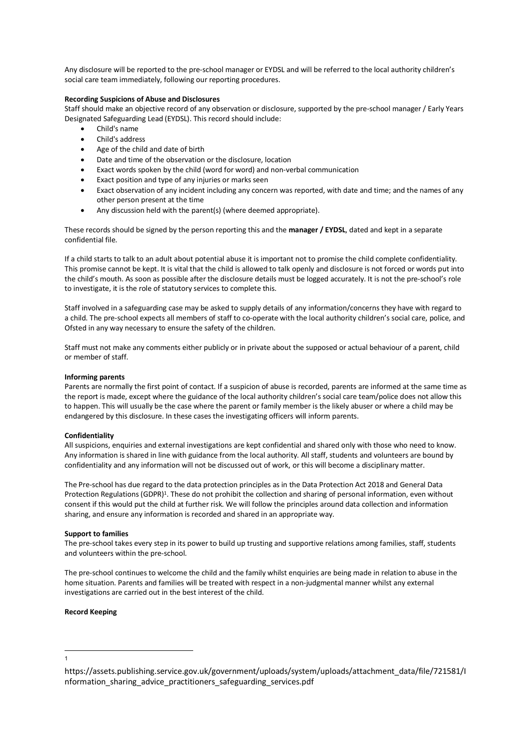Any disclosure will be reported to the pre-school manager or EYDSL and will be referred to the local authority children's social care team immediately, following our reporting procedures.

**Recording Suspicions of Abuse and Disclosures**

Staff should make an objective record of any observation or disclosure, supported by the pre-school manager / Early Years Designated Safeguarding Lead (EYDSL). This record should include:

- Child's name
- Child's address
- Age of the child and date of birth
- Date and time of the observation or the disclosure, location
- Exact words spoken by the child (word for word) and non-verbal communication
- Exact position and type of any injuries or marks seen
- Exact observation of any incident including any concern was reported, with date and time; and the names of any other person present at the time
- Any discussion held with the parent(s) (where deemed appropriate).

These records should be signed by the person reporting this and the **manager / EYDSL**, dated and kept in a separate confidential file.

If a child starts to talk to an adult about potential abuse it is important not to promise the child complete confidentiality. This promise cannot be kept. It is vital that the child is allowed to talk openly and disclosure is not forced or words put into the child's mouth. As soon as possible after the disclosure details must be logged accurately. It is not the pre-school's role to investigate, it is the role of statutory services to complete this.

Staff involved in a safeguarding case may be asked to supply details of any information/concerns they have with regard to a child. The pre-school expects all members of staff to co-operate with the local authority children's social care, police, and Ofsted in any way necessary to ensure the safety of the children.

Staff must not make any comments either publicly or in private about the supposed or actual behaviour of a parent, child or member of staff.

**Informing parents**

Parents are normally the first point of contact. If a suspicion of abuse is recorded, parents are informed at the same time as the report is made, except where the guidance of the local authority children's social care team/police does not allow this to happen. This will usually be the case where the parent or family member is the likely abuser or where a child may be endangered by this disclosure. In these cases the investigating officers will inform parents.

**Confidentiality**

All suspicions, enquiries and external investigations are kept confidential and shared only with those who need to know. Any information is shared in line with guidance from the local authority. All staff, students and volunteers are bound by confidentiality and any information will not be discussed out of work, or this will become a disciplinary matter.

The Pre-school has due regard to the data protection principles as in the Data Protection Act 2018 and General Data Protection Regulations (GDPR)[1]. These do not prohibit the collection and sharing of personal information, even without consent if this would put the child at further risk. We will follow the principles around data collection and information sharing, and ensure any information is recorded and shared in an appropriate way.

**Support to families**

The pre-school takes every step in its power to build up trusting and supportive relations among families, staff, students and volunteers within the pre-school.

The pre-school continues to welcome the child and the family whilst enquiries are being made in relation to abuse in the home situation. Parents and families will be treated with respect in a non-judgmental manner whilst any external investigations are carried out in the best interest of the child.

**Record Keeping**

---

[1] https://assets.publishing.service.gov.uk/government/uploads/system/uploads/attachment_data/file/721581/Information_sharing_advice_practitioners_safeguarding_services.pdf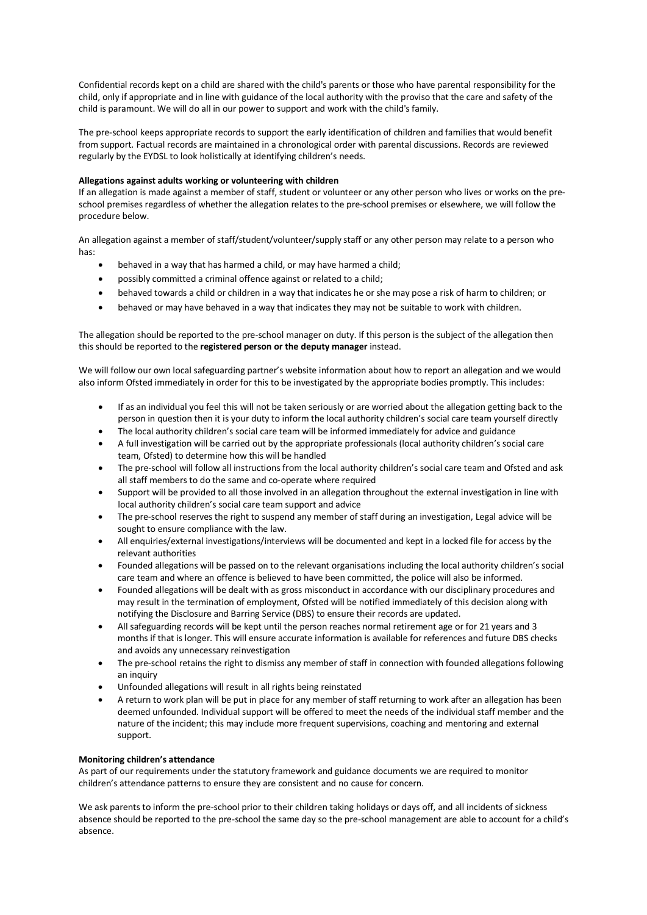Confidential records kept on a child are shared with the child's parents or those who have parental responsibility for the child, only if appropriate and in line with guidance of the local authority with the proviso that the care and safety of the child is paramount. We will do all in our power to support and work with the child's family.

The pre-school keeps appropriate records to support the early identification of children and families that would benefit from support. Factual records are maintained in a chronological order with parental discussions. Records are reviewed regularly by the EYDSL to look holistically at identifying children's needs.

**Allegations against adults working or volunteering with children**

If an allegation is made against a member of staff, student or volunteer or any other person who lives or works on the pre-school premises regardless of whether the allegation relates to the pre-school premises or elsewhere, we will follow the procedure below.

An allegation against a member of staff/student/volunteer/supply staff or any other person may relate to a person who has:

- behaved in a way that has harmed a child, or may have harmed a child;
- possibly committed a criminal offence against or related to a child;
- behaved towards a child or children in a way that indicates he or she may pose a risk of harm to children; or
- behaved or may have behaved in a way that indicates they may not be suitable to work with children.

The allegation should be reported to the pre-school manager on duty. If this person is the subject of the allegation then this should be reported to the **registered person or the deputy manager** instead.

We will follow our own local safeguarding partner's website information about how to report an allegation and we would also inform Ofsted immediately in order for this to be investigated by the appropriate bodies promptly. This includes:

- If as an individual you feel this will not be taken seriously or are worried about the allegation getting back to the person in question then it is your duty to inform the local authority children's social care team yourself directly
- The local authority children's social care team will be informed immediately for advice and guidance
- A full investigation will be carried out by the appropriate professionals (local authority children's social care team, Ofsted) to determine how this will be handled
- The pre-school will follow all instructions from the local authority children's social care team and Ofsted and ask all staff members to do the same and co-operate where required
- Support will be provided to all those involved in an allegation throughout the external investigation in line with local authority children's social care team support and advice
- The pre-school reserves the right to suspend any member of staff during an investigation, Legal advice will be sought to ensure compliance with the law.
- All enquiries/external investigations/interviews will be documented and kept in a locked file for access by the relevant authorities
- Founded allegations will be passed on to the relevant organisations including the local authority children's social care team and where an offence is believed to have been committed, the police will also be informed.
- Founded allegations will be dealt with as gross misconduct in accordance with our disciplinary procedures and may result in the termination of employment, Ofsted will be notified immediately of this decision along with notifying the Disclosure and Barring Service (DBS) to ensure their records are updated.
- All safeguarding records will be kept until the person reaches normal retirement age or for 21 years and 3 months if that is longer. This will ensure accurate information is available for references and future DBS checks and avoids any unnecessary reinvestigation
- The pre-school retains the right to dismiss any member of staff in connection with founded allegations following an inquiry
- Unfounded allegations will result in all rights being reinstated
- A return to work plan will be put in place for any member of staff returning to work after an allegation has been deemed unfounded. Individual support will be offered to meet the needs of the individual staff member and the nature of the incident; this may include more frequent supervisions, coaching and mentoring and external support.

**Monitoring children's attendance**

As part of our requirements under the statutory framework and guidance documents we are required to monitor children's attendance patterns to ensure they are consistent and no cause for concern.

We ask parents to inform the pre-school prior to their children taking holidays or days off, and all incidents of sickness absence should be reported to the pre-school the same day so the pre-school management are able to account for a child's absence.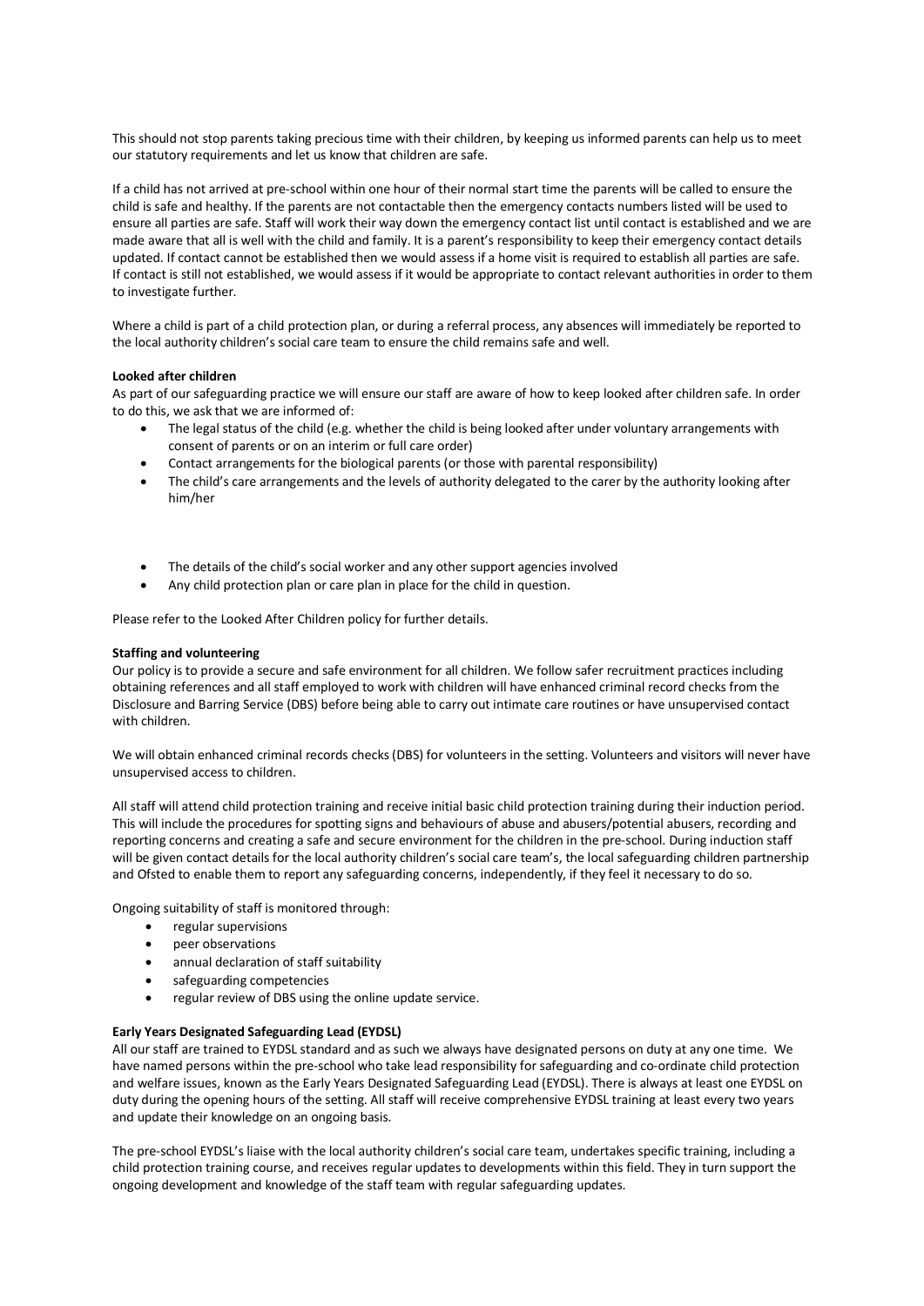This should not stop parents taking precious time with their children, by keeping us informed parents can help us to meet our statutory requirements and let us know that children are safe.

If a child has not arrived at pre-school within one hour of their normal start time the parents will be called to ensure the child is safe and healthy. If the parents are not contactable then the emergency contacts numbers listed will be used to ensure all parties are safe. Staff will work their way down the emergency contact list until contact is established and we are made aware that all is well with the child and family. It is a parent's responsibility to keep their emergency contact details updated. If contact cannot be established then we would assess if a home visit is required to establish all parties are safe. If contact is still not established, we would assess if it would be appropriate to contact relevant authorities in order to them to investigate further.

Where a child is part of a child protection plan, or during a referral process, any absences will immediately be reported to the local authority children's social care team to ensure the child remains safe and well.

**Looked after children**

As part of our safeguarding practice we will ensure our staff are aware of how to keep looked after children safe. In order to do this, we ask that we are informed of:

- The legal status of the child (e.g. whether the child is being looked after under voluntary arrangements with consent of parents or on an interim or full care order)
- Contact arrangements for the biological parents (or those with parental responsibility)
- The child's care arrangements and the levels of authority delegated to the carer by the authority looking after him/her
- The details of the child's social worker and any other support agencies involved
- Any child protection plan or care plan in place for the child in question.

Please refer to the Looked After Children policy for further details.

**Staffing and volunteering**

Our policy is to provide a secure and safe environment for all children. We follow safer recruitment practices including obtaining references and all staff employed to work with children will have enhanced criminal record checks from the Disclosure and Barring Service (DBS) before being able to carry out intimate care routines or have unsupervised contact with children.

We will obtain enhanced criminal records checks (DBS) for volunteers in the setting. Volunteers and visitors will never have unsupervised access to children.

All staff will attend child protection training and receive initial basic child protection training during their induction period. This will include the procedures for spotting signs and behaviours of abuse and abusers/potential abusers, recording and reporting concerns and creating a safe and secure environment for the children in the pre-school. During induction staff will be given contact details for the local authority children's social care team's, the local safeguarding children partnership and Ofsted to enable them to report any safeguarding concerns, independently, if they feel it necessary to do so.

Ongoing suitability of staff is monitored through:

- regular supervisions
- peer observations
- annual declaration of staff suitability
- safeguarding competencies
- regular review of DBS using the online update service.

**Early Years Designated Safeguarding Lead (EYDSL)**

All our staff are trained to EYDSL standard and as such we always have designated persons on duty at any one time. We have named persons within the pre-school who take lead responsibility for safeguarding and co-ordinate child protection and welfare issues, known as the Early Years Designated Safeguarding Lead (EYDSL). There is always at least one EYDSL on duty during the opening hours of the setting. All staff will receive comprehensive EYDSL training at least every two years and update their knowledge on an ongoing basis.

The pre-school EYDSL's liaise with the local authority children's social care team, undertakes specific training, including a child protection training course, and receives regular updates to developments within this field. They in turn support the ongoing development and knowledge of the staff team with regular safeguarding updates.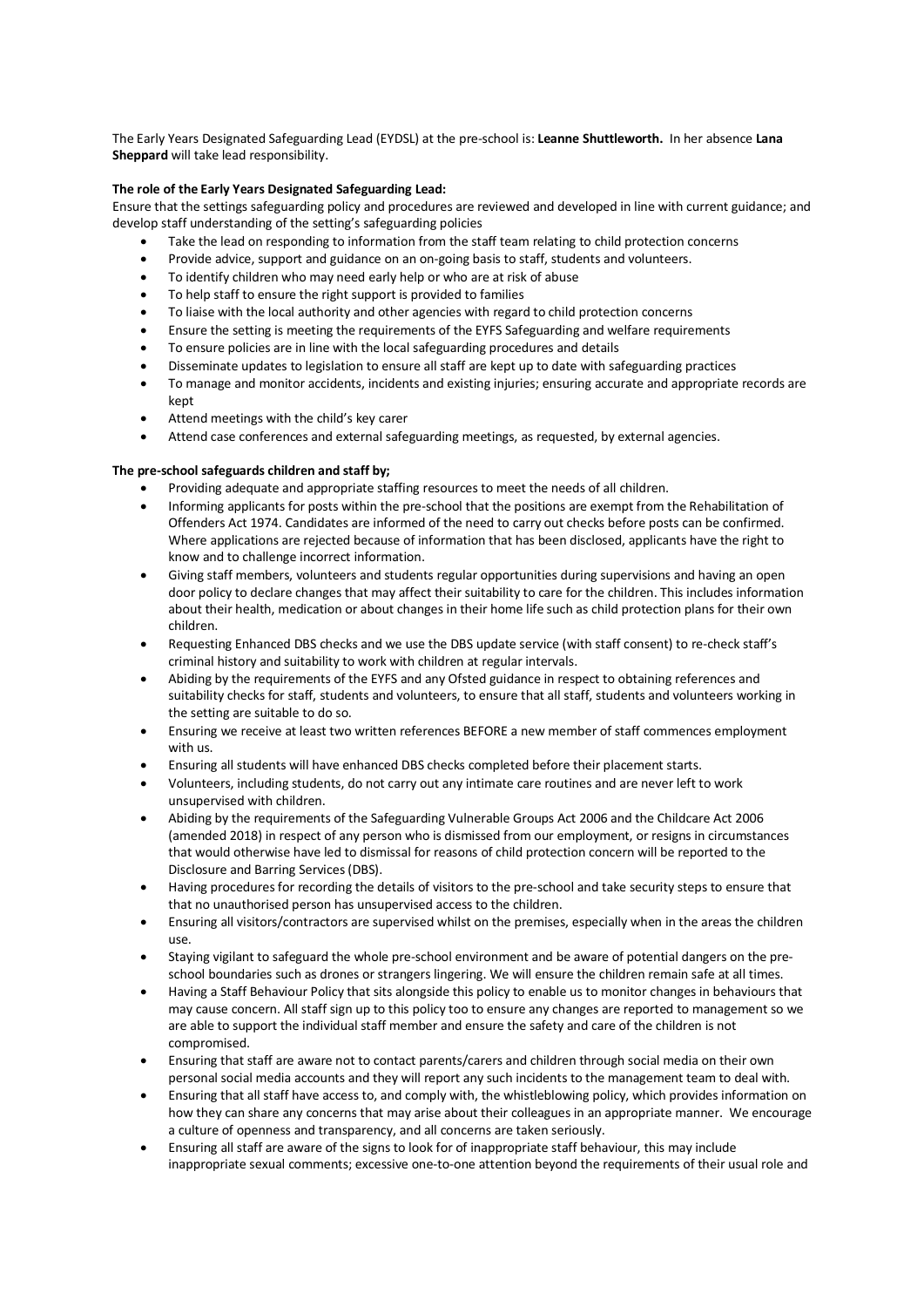The Early Years Designated Safeguarding Lead (EYDSL) at the pre-school is: **Leanne Shuttleworth.** In her absence **Lana Sheppard** will take lead responsibility.

**The role of the Early Years Designated Safeguarding Lead:**

Ensure that the settings safeguarding policy and procedures are reviewed and developed in line with current guidance; and develop staff understanding of the setting's safeguarding policies

- Take the lead on responding to information from the staff team relating to child protection concerns
- Provide advice, support and guidance on an on-going basis to staff, students and volunteers.
- To identify children who may need early help or who are at risk of abuse
- To help staff to ensure the right support is provided to families
- To liaise with the local authority and other agencies with regard to child protection concerns
- Ensure the setting is meeting the requirements of the EYFS Safeguarding and welfare requirements
- To ensure policies are in line with the local safeguarding procedures and details
- Disseminate updates to legislation to ensure all staff are kept up to date with safeguarding practices
- To manage and monitor accidents, incidents and existing injuries; ensuring accurate and appropriate records are kept
- Attend meetings with the child's key carer
- Attend case conferences and external safeguarding meetings, as requested, by external agencies.

**The pre-school safeguards children and staff by;**

- Providing adequate and appropriate staffing resources to meet the needs of all children.
- Informing applicants for posts within the pre-school that the positions are exempt from the Rehabilitation of Offenders Act 1974. Candidates are informed of the need to carry out checks before posts can be confirmed. Where applications are rejected because of information that has been disclosed, applicants have the right to know and to challenge incorrect information.
- Giving staff members, volunteers and students regular opportunities during supervisions and having an open door policy to declare changes that may affect their suitability to care for the children. This includes information about their health, medication or about changes in their home life such as child protection plans for their own children.
- Requesting Enhanced DBS checks and we use the DBS update service (with staff consent) to re-check staff's criminal history and suitability to work with children at regular intervals.
- Abiding by the requirements of the EYFS and any Ofsted guidance in respect to obtaining references and suitability checks for staff, students and volunteers, to ensure that all staff, students and volunteers working in the setting are suitable to do so.
- Ensuring we receive at least two written references BEFORE a new member of staff commences employment with us.
- Ensuring all students will have enhanced DBS checks completed before their placement starts.
- Volunteers, including students, do not carry out any intimate care routines and are never left to work unsupervised with children.
- Abiding by the requirements of the Safeguarding Vulnerable Groups Act 2006 and the Childcare Act 2006 (amended 2018) in respect of any person who is dismissed from our employment, or resigns in circumstances that would otherwise have led to dismissal for reasons of child protection concern will be reported to the Disclosure and Barring Services (DBS).
- Having procedures for recording the details of visitors to the pre-school and take security steps to ensure that that no unauthorised person has unsupervised access to the children.
- Ensuring all visitors/contractors are supervised whilst on the premises, especially when in the areas the children use.
- Staying vigilant to safeguard the whole pre-school environment and be aware of potential dangers on the pre-school boundaries such as drones or strangers lingering. We will ensure the children remain safe at all times.
- Having a Staff Behaviour Policy that sits alongside this policy to enable us to monitor changes in behaviours that may cause concern. All staff sign up to this policy too to ensure any changes are reported to management so we are able to support the individual staff member and ensure the safety and care of the children is not compromised.
- Ensuring that staff are aware not to contact parents/carers and children through social media on their own personal social media accounts and they will report any such incidents to the management team to deal with.
- Ensuring that all staff have access to, and comply with, the whistleblowing policy, which provides information on how they can share any concerns that may arise about their colleagues in an appropriate manner. We encourage a culture of openness and transparency, and all concerns are taken seriously.
- Ensuring all staff are aware of the signs to look for of inappropriate staff behaviour, this may include inappropriate sexual comments; excessive one-to-one attention beyond the requirements of their usual role and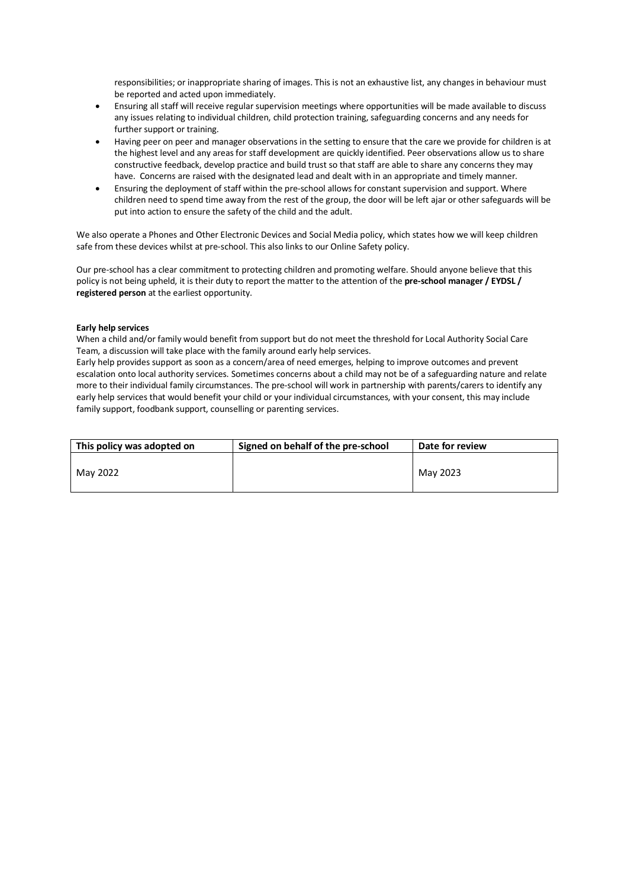responsibilities; or inappropriate sharing of images. This is not an exhaustive list, any changes in behaviour must be reported and acted upon immediately.

- Ensuring all staff will receive regular supervision meetings where opportunities will be made available to discuss any issues relating to individual children, child protection training, safeguarding concerns and any needs for further support or training.
- Having peer on peer and manager observations in the setting to ensure that the care we provide for children is at the highest level and any areas for staff development are quickly identified. Peer observations allow us to share constructive feedback, develop practice and build trust so that staff are able to share any concerns they may have. Concerns are raised with the designated lead and dealt with in an appropriate and timely manner.
- Ensuring the deployment of staff within the pre-school allows for constant supervision and support. Where children need to spend time away from the rest of the group, the door will be left ajar or other safeguards will be put into action to ensure the safety of the child and the adult.

We also operate a Phones and Other Electronic Devices and Social Media policy, which states how we will keep children safe from these devices whilst at pre-school. This also links to our Online Safety policy.

Our pre-school has a clear commitment to protecting children and promoting welfare. Should anyone believe that this policy is not being upheld, it is their duty to report the matter to the attention of the **pre-school manager / EYDSL / registered person** at the earliest opportunity.

**Early help services**

When a child and/or family would benefit from support but do not meet the threshold for Local Authority Social Care Team, a discussion will take place with the family around early help services.

Early help provides support as soon as a concern/area of need emerges, helping to improve outcomes and prevent escalation onto local authority services. Sometimes concerns about a child may not be of a safeguarding nature and relate more to their individual family circumstances. The pre-school will work in partnership with parents/carers to identify any early help services that would benefit your child or your individual circumstances, with your consent, this may include family support, foodbank support, counselling or parenting services.

| This policy was adopted on | Signed on behalf of the pre-school | Date for review |
|---|---|---|
| May 2022 | | May 2023 |